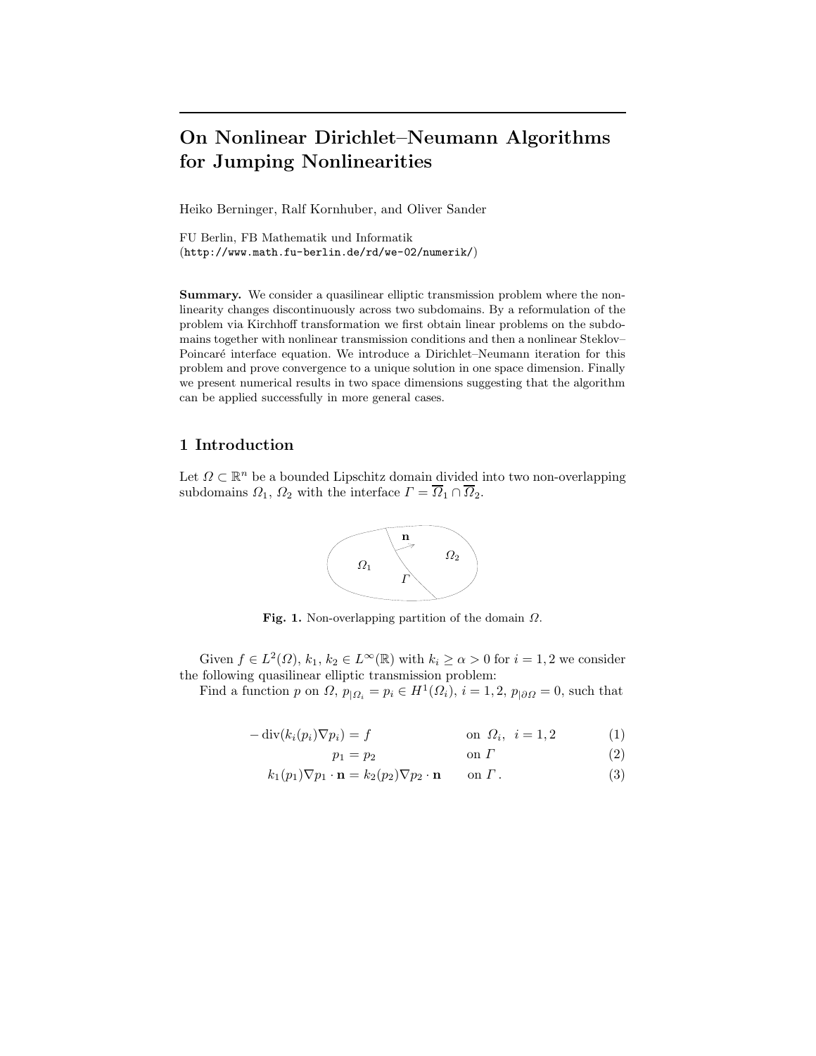# On Nonlinear Dirichlet–Neumann Algorithms for Jumping Nonlinearities

Heiko Berninger, Ralf Kornhuber, and Oliver Sander

FU Berlin, FB Mathematik und Informatik
(http://www.math.fu-berlin.de/rd/we-02/numerik/)

**Summary.** We consider a quasilinear elliptic transmission problem where the nonlinearity changes discontinuously across two subdomains. By a reformulation of the problem via Kirchhoff transformation we first obtain linear problems on the subdomains together with nonlinear transmission conditions and then a nonlinear Steklov–Poincaré interface equation. We introduce a Dirichlet–Neumann iteration for this problem and prove convergence to a unique solution in one space dimension. Finally we present numerical results in two space dimensions suggesting that the algorithm can be applied successfully in more general cases.

## 1 Introduction

Let $\Omega \subset \mathbb{R}^n$ be a bounded Lipschitz domain divided into two non-overlapping subdomains $\Omega_1$, $\Omega_2$ with the interface $\Gamma = \overline{\Omega}_1 \cap \overline{\Omega}_2$.

**Fig. 1.** Non-overlapping partition of the domain $\Omega$.

Given $f \in L^2(\Omega)$, $k_1, k_2 \in L^\infty(\mathbb{R})$ with $k_i \geq \alpha > 0$ for $i = 1, 2$ we consider the following quasilinear elliptic transmission problem:

Find a function $p$ on $\Omega$, $p_{|\Omega_i} = p_i \in H^1(\Omega_i)$, $i = 1, 2$, $p_{|\partial\Omega} = 0$, such that

$$-\operatorname{div}(k_i(p_i)\nabla p_i) = f \qquad \text{on } \Omega_i, \ \ i = 1, 2 \tag{1}$$

$$p_1 = p_2 \qquad \text{on } \Gamma \tag{2}$$

$$k_1(p_1)\nabla p_1 \cdot \mathbf{n} = k_2(p_2)\nabla p_2 \cdot \mathbf{n} \qquad \text{on } \Gamma\,. \tag{3}$$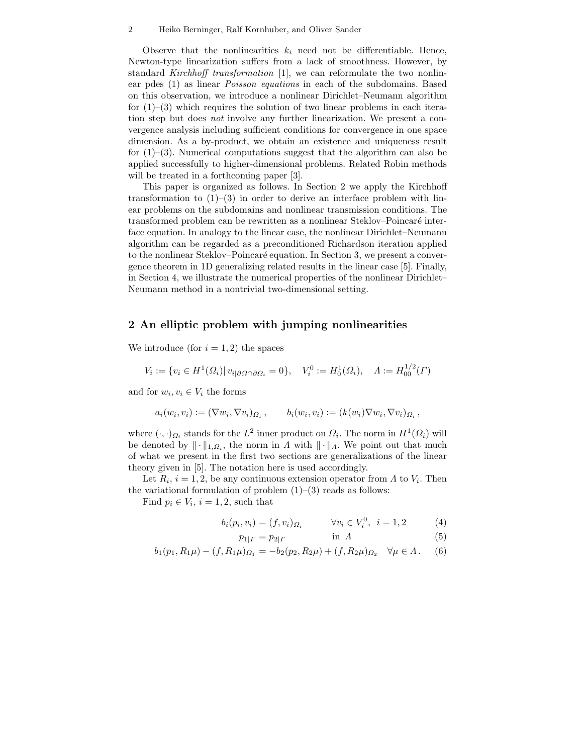Observe that the nonlinearities $k_i$ need not be differentiable. Hence, Newton-type linearization suffers from a lack of smoothness. However, by standard *Kirchhoff transformation* [1], we can reformulate the two nonlinear pdes (1) as linear *Poisson equations* in each of the subdomains. Based on this observation, we introduce a nonlinear Dirichlet–Neumann algorithm for (1)–(3) which requires the solution of two linear problems in each iteration step but does *not* involve any further linearization. We present a convergence analysis including sufficient conditions for convergence in one space dimension. As a by-product, we obtain an existence and uniqueness result for (1)–(3). Numerical computations suggest that the algorithm can also be applied successfully to higher-dimensional problems. Related Robin methods will be treated in a forthcoming paper [3].

This paper is organized as follows. In Section 2 we apply the Kirchhoff transformation to (1)–(3) in order to derive an interface problem with linear problems on the subdomains and nonlinear transmission conditions. The transformed problem can be rewritten as a nonlinear Steklov–Poincaré interface equation. In analogy to the linear case, the nonlinear Dirichlet–Neumann algorithm can be regarded as a preconditioned Richardson iteration applied to the nonlinear Steklov–Poincaré equation. In Section 3, we present a convergence theorem in 1D generalizing related results in the linear case [5]. Finally, in Section 4, we illustrate the numerical properties of the nonlinear Dirichlet–Neumann method in a nontrivial two-dimensional setting.

## 2 An elliptic problem with jumping nonlinearities

We introduce (for $i = 1, 2$) the spaces

$$V_i := \{v_i \in H^1(\Omega_i) |\, v_{i|\partial\Omega\cap\partial\Omega_i} = 0\}, \quad V_i^0 := H_0^1(\Omega_i), \quad \Lambda := H_{00}^{1/2}(\Gamma)$$

and for $w_i, v_i \in V_i$ the forms

$$a_i(w_i, v_i) := (\nabla w_i, \nabla v_i)_{\Omega_i}\,, \qquad b_i(w_i, v_i) := (k(w_i)\nabla w_i, \nabla v_i)_{\Omega_i}\,,$$

where $(\cdot,\cdot)_{\Omega_i}$ stands for the $L^2$ inner product on $\Omega_i$. The norm in $H^1(\Omega_i)$ will be denoted by $\|\cdot\|_{1,\Omega_i}$, the norm in $\Lambda$ with $\|\cdot\|_\Lambda$. We point out that much of what we present in the first two sections are generalizations of the linear theory given in [5]. The notation here is used accordingly.

Let $R_i$, $i = 1, 2$, be any continuous extension operator from $\Lambda$ to $V_i$. Then the variational formulation of problem (1)–(3) reads as follows:

Find $p_i \in V_i$, $i = 1, 2$, such that

$$b_i(p_i, v_i) = (f, v_i)_{\Omega_i} \qquad \forall v_i \in V_i^0, \;\; i = 1, 2 \tag{4}$$

$$p_{1|\Gamma} = p_{2|\Gamma} \qquad \text{in } \Lambda \tag{5}$$

$$b_1(p_1, R_1\mu) - (f, R_1\mu)_{\Omega_1} = -b_2(p_2, R_2\mu) + (f, R_2\mu)_{\Omega_2} \quad \forall \mu \in \Lambda\,. \tag{6}$$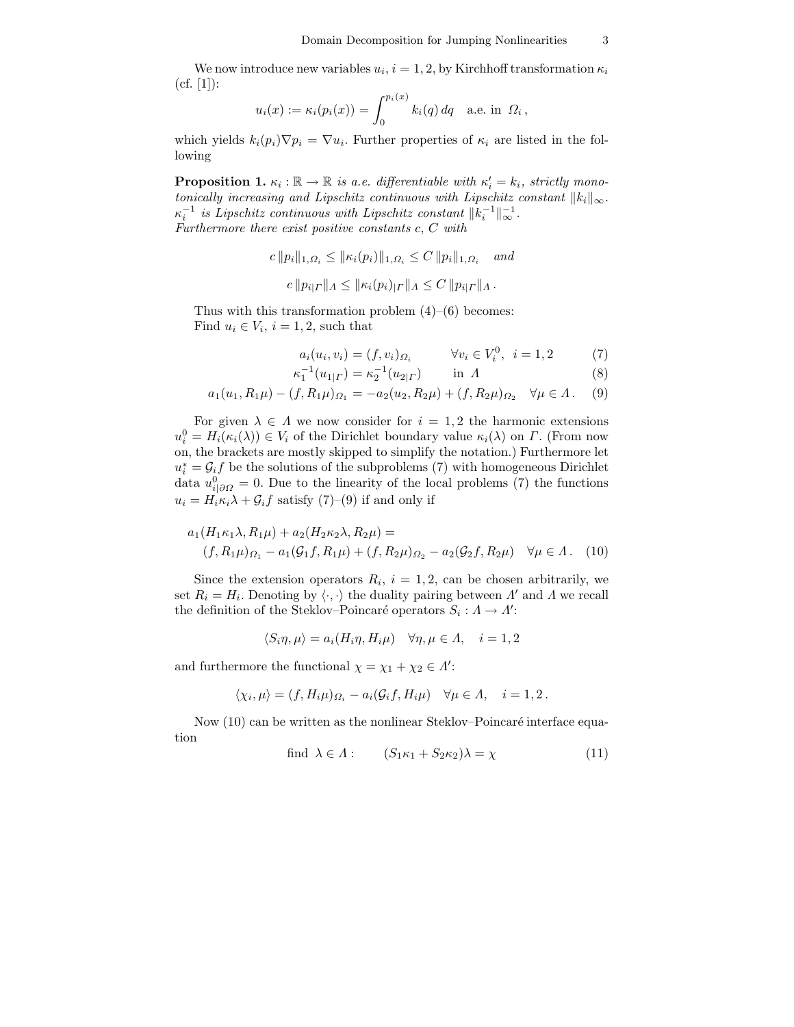We now introduce new variables $u_i$, $i = 1, 2$, by Kirchhoff transformation $\kappa_i$ (cf. [1]):

$$u_i(x) := \kappa_i(p_i(x)) = \int_0^{p_i(x)} k_i(q)\, dq \quad \text{a.e. in } \Omega_i\,,$$

which yields $k_i(p_i)\nabla p_i = \nabla u_i$. Further properties of $\kappa_i$ are listed in the following

**Proposition 1.** *$\kappa_i : \mathbb{R} \to \mathbb{R}$ is a.e. differentiable with $\kappa_i' = k_i$, strictly monotonically increasing and Lipschitz continuous with Lipschitz constant $\|k_i\|_\infty$. $\kappa_i^{-1}$ is Lipschitz continuous with Lipschitz constant $\|k_i^{-1}\|_\infty^{-1}$. Furthermore there exist positive constants $c$, $C$ with*

$$c\,\|p_i\|_{1,\Omega_i} \le \|\kappa_i(p_i)\|_{1,\Omega_i} \le C\,\|p_i\|_{1,\Omega_i} \quad \textit{and}$$

$$c\,\|p_{i|\Gamma}\|_{\Lambda} \le \|\kappa_i(p_i)_{|\Gamma}\|_{\Lambda} \le C\,\|p_{i|\Gamma}\|_{\Lambda}\,.$$

Thus with this transformation problem (4)–(6) becomes:
Find $u_i \in V_i$, $i = 1, 2$, such that

$$a_i(u_i, v_i) = (f, v_i)_{\Omega_i} \qquad \forall v_i \in V_i^0, \;\; i = 1, 2 \tag{7}$$

$$\kappa_1^{-1}(u_{1|\Gamma}) = \kappa_2^{-1}(u_{2|\Gamma}) \qquad \text{in } \Lambda \tag{8}$$

$$a_1(u_1, R_1\mu) - (f, R_1\mu)_{\Omega_1} = -a_2(u_2, R_2\mu) + (f, R_2\mu)_{\Omega_2} \quad \forall \mu \in \Lambda\,. \tag{9}$$

For given $\lambda \in \Lambda$ we now consider for $i = 1, 2$ the harmonic extensions $u_i^0 = H_i(\kappa_i(\lambda)) \in V_i$ of the Dirichlet boundary value $\kappa_i(\lambda)$ on $\Gamma$. (From now on, the brackets are mostly skipped to simplify the notation.) Furthermore let $u_i^* = \mathcal{G}_i f$ be the solutions of the subproblems (7) with homogeneous Dirichlet data $u^0_{i|\partial\Omega} = 0$. Due to the linearity of the local problems (7) the functions $u_i = H_i\kappa_i\lambda + \mathcal{G}_i f$ satisfy (7)–(9) if and only if

$$\begin{aligned} a_1(H_1\kappa_1\lambda, R_1\mu) + a_2(H_2\kappa_2\lambda, R_2\mu) &= \\ (f, R_1\mu)_{\Omega_1} - a_1(\mathcal{G}_1 f, R_1\mu) &+ (f, R_2\mu)_{\Omega_2} - a_2(\mathcal{G}_2 f, R_2\mu) \quad \forall \mu \in \Lambda\,. \end{aligned} \tag{10}$$

Since the extension operators $R_i$, $i = 1, 2$, can be chosen arbitrarily, we set $R_i = H_i$. Denoting by $\langle\cdot,\cdot\rangle$ the duality pairing between $\Lambda'$ and $\Lambda$ we recall the definition of the Steklov–Poincaré operators $S_i : \Lambda \to \Lambda'$:

$$\langle S_i\eta, \mu\rangle = a_i(H_i\eta, H_i\mu) \quad \forall \eta, \mu \in \Lambda, \quad i = 1, 2$$

and furthermore the functional $\chi = \chi_1 + \chi_2 \in \Lambda'$:

$$\langle \chi_i, \mu\rangle = (f, H_i\mu)_{\Omega_i} - a_i(\mathcal{G}_i f, H_i\mu) \quad \forall \mu \in \Lambda, \quad i = 1, 2\,.$$

Now (10) can be written as the nonlinear Steklov–Poincaré interface equation

$$\text{find } \lambda \in \Lambda: \qquad (S_1\kappa_1 + S_2\kappa_2)\lambda = \chi \tag{11}$$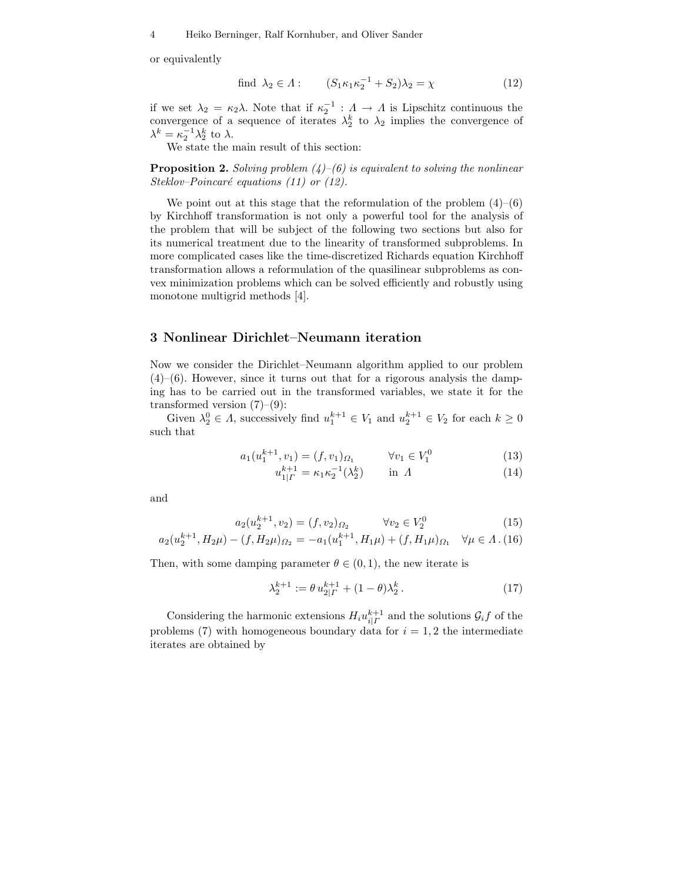or equivalently

$$\text{find } \lambda_2 \in \Lambda : \qquad (S_1\kappa_1\kappa_2^{-1} + S_2)\lambda_2 = \chi \tag{12}$$

if we set $\lambda_2 = \kappa_2\lambda$. Note that if $\kappa_2^{-1} : \Lambda \to \Lambda$ is Lipschitz continuous the convergence of a sequence of iterates $\lambda_2^k$ to $\lambda_2$ implies the convergence of $\lambda^k = \kappa_2^{-1}\lambda_2^k$ to $\lambda$.

We state the main result of this section:

**Proposition 2.** *Solving problem (4)–(6) is equivalent to solving the nonlinear Steklov–Poincaré equations (11) or (12).*

We point out at this stage that the reformulation of the problem (4)–(6) by Kirchhoff transformation is not only a powerful tool for the analysis of the problem that will be subject of the following two sections but also for its numerical treatment due to the linearity of transformed subproblems. In more complicated cases like the time-discretized Richards equation Kirchhoff transformation allows a reformulation of the quasilinear subproblems as convex minimization problems which can be solved efficiently and robustly using monotone multigrid methods [4].

## 3 Nonlinear Dirichlet–Neumann iteration

Now we consider the Dirichlet–Neumann algorithm applied to our problem (4)–(6). However, since it turns out that for a rigorous analysis the damping has to be carried out in the transformed variables, we state it for the transformed version (7)–(9):

Given $\lambda_2^0 \in \Lambda$, successively find $u_1^{k+1} \in V_1$ and $u_2^{k+1} \in V_2$ for each $k \geq 0$ such that

$$a_1(u_1^{k+1}, v_1) = (f, v_1)_{\Omega_1} \qquad \forall v_1 \in V_1^0 \tag{13}$$

$$u_{1|\Gamma}^{k+1} = \kappa_1\kappa_2^{-1}(\lambda_2^k) \qquad \text{in } \Lambda \tag{14}$$

and

$$a_2(u_2^{k+1}, v_2) = (f, v_2)_{\Omega_2} \qquad \forall v_2 \in V_2^0 \tag{15}$$

$$a_2(u_2^{k+1}, H_2\mu) - (f, H_2\mu)_{\Omega_2} = -a_1(u_1^{k+1}, H_1\mu) + (f, H_1\mu)_{\Omega_1} \quad \forall \mu \in \Lambda\,. \tag{16}$$

Then, with some damping parameter $\theta \in (0,1)$, the new iterate is

$$\lambda_2^{k+1} := \theta\, u_{2|\Gamma}^{k+1} + (1-\theta)\lambda_2^k\,. \tag{17}$$

Considering the harmonic extensions $H_i u_{i|\Gamma}^{k+1}$ and the solutions $\mathcal{G}_i f$ of the problems (7) with homogeneous boundary data for $i = 1, 2$ the intermediate iterates are obtained by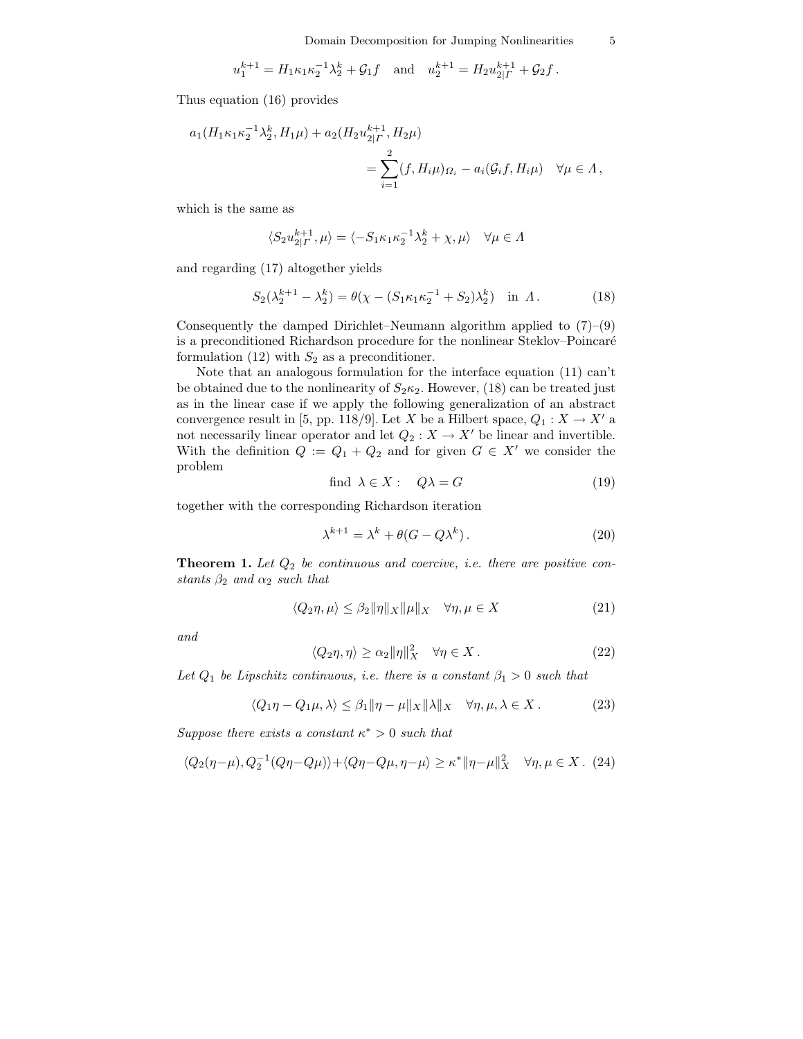$$u_1^{k+1} = H_1 \kappa_1 \kappa_2^{-1} \lambda_2^k + \mathcal{G}_1 f \quad \text{and} \quad u_2^{k+1} = H_2 u_{2|\Gamma}^{k+1} + \mathcal{G}_2 f\,.$$

Thus equation (16) provides

$$a_1(H_1 \kappa_1 \kappa_2^{-1} \lambda_2^k, H_1 \mu) + a_2(H_2 u_{2|\Gamma}^{k+1}, H_2 \mu) = \sum_{i=1}^{2} (f, H_i \mu)_{\Omega_i} - a_i(\mathcal{G}_i f, H_i \mu) \quad \forall \mu \in \Lambda\,,$$

which is the same as

$$\langle S_2 u_{2|\Gamma}^{k+1}, \mu \rangle = \langle -S_1 \kappa_1 \kappa_2^{-1} \lambda_2^k + \chi, \mu \rangle \quad \forall \mu \in \Lambda$$

and regarding (17) altogether yields

$$S_2(\lambda_2^{k+1} - \lambda_2^k) = \theta(\chi - (S_1 \kappa_1 \kappa_2^{-1} + S_2)\lambda_2^k) \quad \text{in } \Lambda\,. \tag{18}$$

Consequently the damped Dirichlet–Neumann algorithm applied to (7)–(9) is a preconditioned Richardson procedure for the nonlinear Steklov–Poincaré formulation (12) with $S_2$ as a preconditioner.

Note that an analogous formulation for the interface equation (11) can't be obtained due to the nonlinearity of $S_2 \kappa_2$. However, (18) can be treated just as in the linear case if we apply the following generalization of an abstract convergence result in [5, pp. 118/9]. Let $X$ be a Hilbert space, $Q_1 : X \to X'$ a not necessarily linear operator and let $Q_2 : X \to X'$ be linear and invertible. With the definition $Q := Q_1 + Q_2$ and for given $G \in X'$ we consider the problem

$$\text{find } \lambda \in X : \quad Q\lambda = G \tag{19}$$

together with the corresponding Richardson iteration

$$\lambda^{k+1} = \lambda^k + \theta(G - Q\lambda^k)\,. \tag{20}$$

**Theorem 1.** *Let $Q_2$ be continuous and coercive, i.e. there are positive constants $\beta_2$ and $\alpha_2$ such that*

$$\langle Q_2 \eta, \mu \rangle \leq \beta_2 \|\eta\|_X \|\mu\|_X \quad \forall \eta, \mu \in X \tag{21}$$

*and*

$$\langle Q_2 \eta, \eta \rangle \geq \alpha_2 \|\eta\|_X^2 \quad \forall \eta \in X\,. \tag{22}$$

*Let $Q_1$ be Lipschitz continuous, i.e. there is a constant $\beta_1 > 0$ such that*

$$\langle Q_1 \eta - Q_1 \mu, \lambda \rangle \leq \beta_1 \|\eta - \mu\|_X \|\lambda\|_X \quad \forall \eta, \mu, \lambda \in X\,. \tag{23}$$

*Suppose there exists a constant $\kappa^* > 0$ such that*

$$\langle Q_2(\eta - \mu), Q_2^{-1}(Q\eta - Q\mu) \rangle + \langle Q\eta - Q\mu, \eta - \mu \rangle \geq \kappa^* \|\eta - \mu\|_X^2 \quad \forall \eta, \mu \in X\,. \tag{24}$$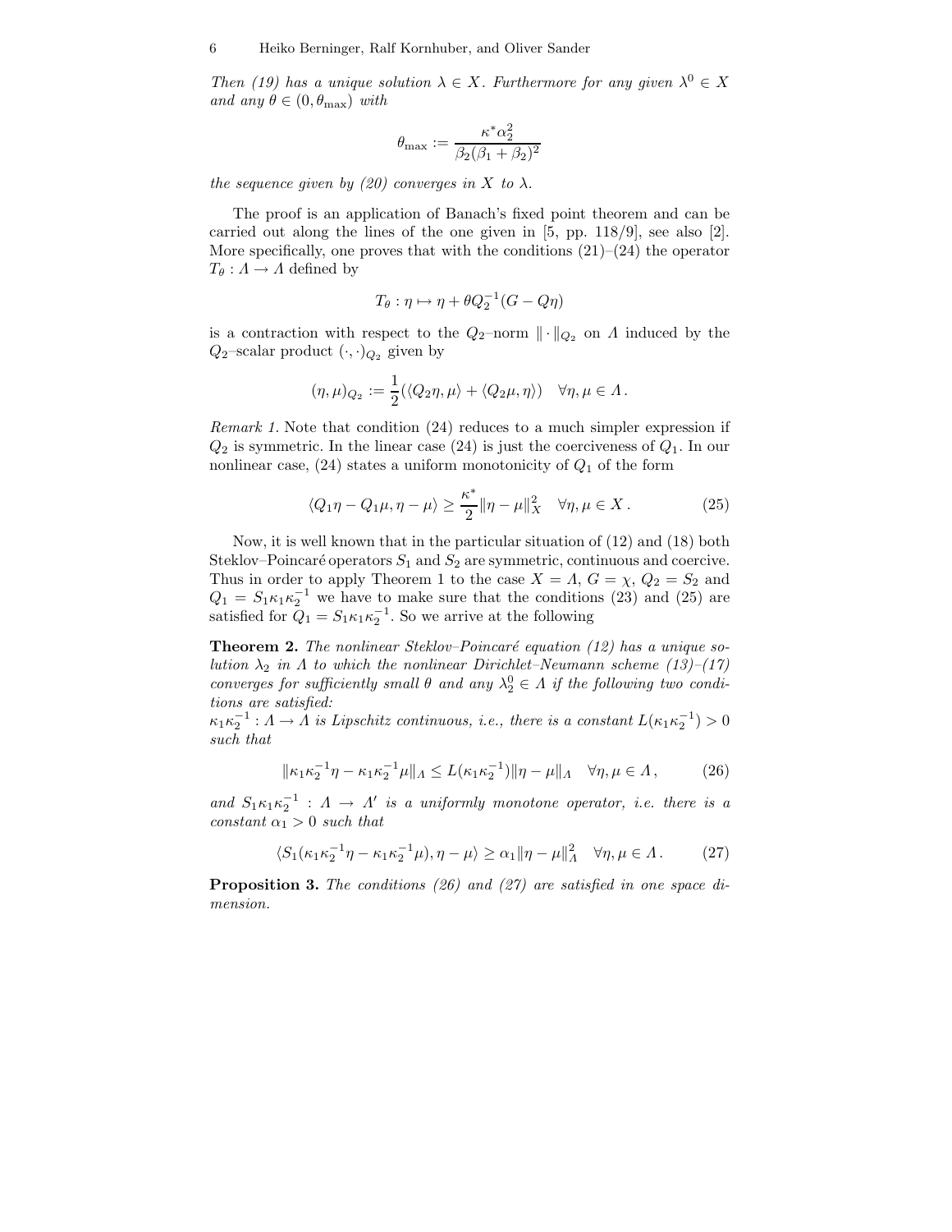*Then (19) has a unique solution $\lambda \in X$. Furthermore for any given $\lambda^0 \in X$ and any $\theta \in (0, \theta_{\max})$ with*

$$\theta_{\max} := \frac{\kappa^* \alpha_2^2}{\beta_2(\beta_1 + \beta_2)^2}$$

*the sequence given by (20) converges in $X$ to $\lambda$.*

The proof is an application of Banach's fixed point theorem and can be carried out along the lines of the one given in [5, pp. 118/9], see also [2]. More specifically, one proves that with the conditions (21)–(24) the operator $T_\theta : \Lambda \to \Lambda$ defined by

$$T_\theta : \eta \mapsto \eta + \theta Q_2^{-1}(G - Q\eta)$$

is a contraction with respect to the $Q_2$–norm $\|\cdot\|_{Q_2}$ on $\Lambda$ induced by the $Q_2$–scalar product $(\cdot,\cdot)_{Q_2}$ given by

$$(\eta, \mu)_{Q_2} := \frac{1}{2}(\langle Q_2\eta, \mu\rangle + \langle Q_2\mu, \eta\rangle) \quad \forall \eta, \mu \in \Lambda\,.$$

*Remark 1.* Note that condition (24) reduces to a much simpler expression if $Q_2$ is symmetric. In the linear case (24) is just the coerciveness of $Q_1$. In our nonlinear case, (24) states a uniform monotonicity of $Q_1$ of the form

$$\langle Q_1\eta - Q_1\mu, \eta - \mu\rangle \geq \frac{\kappa^*}{2}\|\eta - \mu\|_X^2 \quad \forall \eta, \mu \in X\,. \tag{25}$$

Now, it is well known that in the particular situation of (12) and (18) both Steklov–Poincaré operators $S_1$ and $S_2$ are symmetric, continuous and coercive. Thus in order to apply Theorem 1 to the case $X = \Lambda$, $G = \chi$, $Q_2 = S_2$ and $Q_1 = S_1\kappa_1\kappa_2^{-1}$ we have to make sure that the conditions (23) and (25) are satisfied for $Q_1 = S_1\kappa_1\kappa_2^{-1}$. So we arrive at the following

**Theorem 2.** *The nonlinear Steklov–Poincaré equation (12) has a unique solution $\lambda_2$ in $\Lambda$ to which the nonlinear Dirichlet–Neumann scheme (13)–(17) converges for sufficiently small $\theta$ and any $\lambda_2^0 \in \Lambda$ if the following two conditions are satisfied:*
*$\kappa_1\kappa_2^{-1} : \Lambda \to \Lambda$ is Lipschitz continuous, i.e., there is a constant $L(\kappa_1\kappa_2^{-1}) > 0$ such that*

$$\|\kappa_1\kappa_2^{-1}\eta - \kappa_1\kappa_2^{-1}\mu\|_\Lambda \leq L(\kappa_1\kappa_2^{-1})\|\eta - \mu\|_\Lambda \quad \forall \eta, \mu \in \Lambda\,, \tag{26}$$

*and $S_1\kappa_1\kappa_2^{-1} : \Lambda \to \Lambda'$ is a uniformly monotone operator, i.e. there is a constant $\alpha_1 > 0$ such that*

$$\langle S_1(\kappa_1\kappa_2^{-1}\eta - \kappa_1\kappa_2^{-1}\mu), \eta - \mu\rangle \geq \alpha_1\|\eta - \mu\|_\Lambda^2 \quad \forall \eta, \mu \in \Lambda\,. \tag{27}$$

**Proposition 3.** *The conditions (26) and (27) are satisfied in one space dimension.*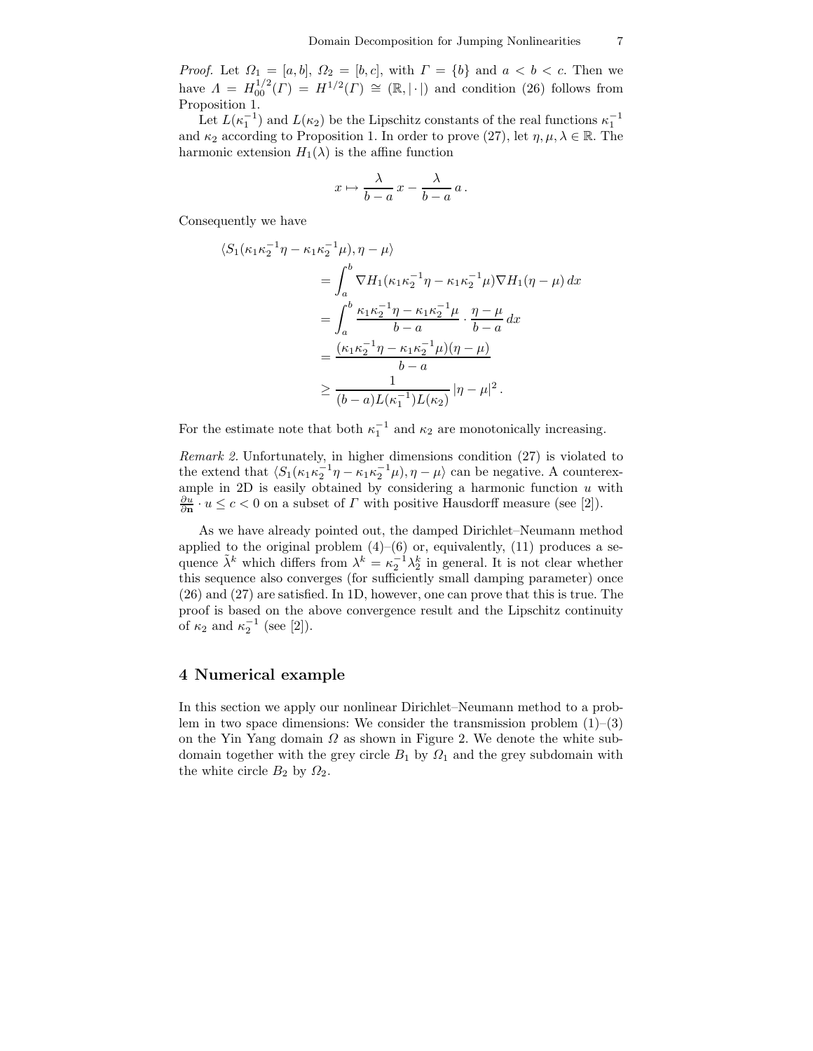*Proof.* Let $\Omega_1 = [a, b]$, $\Omega_2 = [b, c]$, with $\Gamma = \{b\}$ and $a < b < c$. Then we have $\Lambda = H_{00}^{1/2}(\Gamma) = H^{1/2}(\Gamma) \cong (\mathbb{R}, |\cdot|)$ and condition (26) follows from Proposition 1.

Let $L(\kappa_1^{-1})$ and $L(\kappa_2)$ be the Lipschitz constants of the real functions $\kappa_1^{-1}$ and $\kappa_2$ according to Proposition 1. In order to prove (27), let $\eta, \mu, \lambda \in \mathbb{R}$. The harmonic extension $H_1(\lambda)$ is the affine function

$$x \mapsto \frac{\lambda}{b-a}\, x - \frac{\lambda}{b-a}\, a\,.$$

Consequently we have

$$\begin{aligned}
\langle S_1(\kappa_1\kappa_2^{-1}\eta - \kappa_1\kappa_2^{-1}\mu), \eta - \mu\rangle \\
&= \int_a^b \nabla H_1(\kappa_1\kappa_2^{-1}\eta - \kappa_1\kappa_2^{-1}\mu) \nabla H_1(\eta - \mu)\, dx \\
&= \int_a^b \frac{\kappa_1\kappa_2^{-1}\eta - \kappa_1\kappa_2^{-1}\mu}{b-a} \cdot \frac{\eta - \mu}{b-a}\, dx \\
&= \frac{(\kappa_1\kappa_2^{-1}\eta - \kappa_1\kappa_2^{-1}\mu)(\eta - \mu)}{b-a} \\
&\geq \frac{1}{(b-a)L(\kappa_1^{-1})L(\kappa_2)}\, |\eta - \mu|^2\,.
\end{aligned}$$

For the estimate note that both $\kappa_1^{-1}$ and $\kappa_2$ are monotonically increasing.

*Remark 2.* Unfortunately, in higher dimensions condition (27) is violated to the extend that $\langle S_1(\kappa_1\kappa_2^{-1}\eta - \kappa_1\kappa_2^{-1}\mu), \eta - \mu\rangle$ can be negative. A counterexample in 2D is easily obtained by considering a harmonic function $u$ with $\frac{\partial u}{\partial \mathbf{n}} \cdot u \leq c < 0$ on a subset of $\Gamma$ with positive Hausdorff measure (see [2]).

As we have already pointed out, the damped Dirichlet–Neumann method applied to the original problem (4)–(6) or, equivalently, (11) produces a sequence $\tilde{\lambda}^k$ which differs from $\lambda^k = \kappa_2^{-1}\lambda_2^k$ in general. It is not clear whether this sequence also converges (for sufficiently small damping parameter) once (26) and (27) are satisfied. In 1D, however, one can prove that this is true. The proof is based on the above convergence result and the Lipschitz continuity of $\kappa_2$ and $\kappa_2^{-1}$ (see [2]).

## 4 Numerical example

In this section we apply our nonlinear Dirichlet–Neumann method to a problem in two space dimensions: We consider the transmission problem (1)–(3) on the Yin Yang domain $\Omega$ as shown in Figure 2. We denote the white subdomain together with the grey circle $B_1$ by $\Omega_1$ and the grey subdomain with the white circle $B_2$ by $\Omega_2$.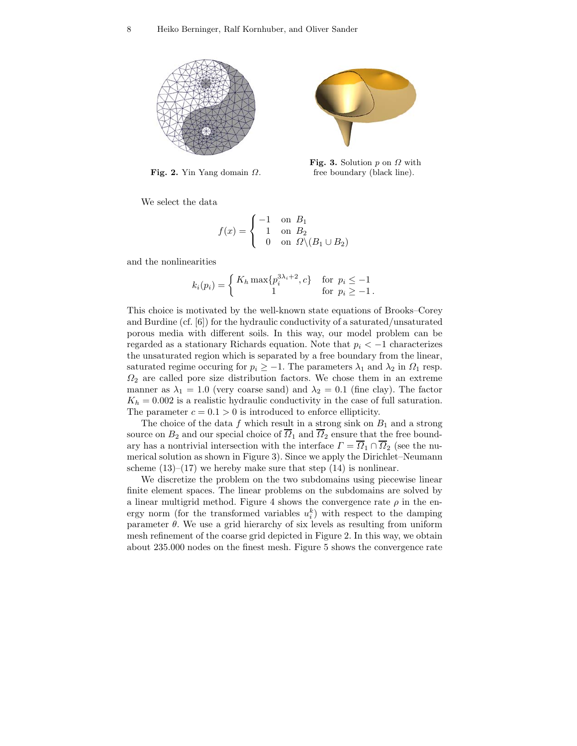**Fig. 2.** Yin Yang domain $\Omega$.

**Fig. 3.** Solution $p$ on $\Omega$ with free boundary (black line).

We select the data

$$f(x) = \begin{cases} -1 & \text{on } B_1 \\ 1 & \text{on } B_2 \\ 0 & \text{on } \Omega \backslash (B_1 \cup B_2) \end{cases}$$

and the nonlinearities

$$k_i(p_i) = \begin{cases} K_h \max\{p_i^{3\lambda_i+2}, c\} & \text{for } p_i \leq -1 \\ 1 & \text{for } p_i \geq -1\,. \end{cases}$$

This choice is motivated by the well-known state equations of Brooks–Corey and Burdine (cf. [6]) for the hydraulic conductivity of a saturated/unsaturated porous media with different soils. In this way, our model problem can be regarded as a stationary Richards equation. Note that $p_i < -1$ characterizes the unsaturated region which is separated by a free boundary from the linear, saturated regime occuring for $p_i \geq -1$. The parameters $\lambda_1$ and $\lambda_2$ in $\Omega_1$ resp. $\Omega_2$ are called pore size distribution factors. We chose them in an extreme manner as $\lambda_1 = 1.0$ (very coarse sand) and $\lambda_2 = 0.1$ (fine clay). The factor $K_h = 0.002$ is a realistic hydraulic conductivity in the case of full saturation. The parameter $c = 0.1 > 0$ is introduced to enforce ellipticity.

The choice of the data $f$ which result in a strong sink on $B_1$ and a strong source on $B_2$ and our special choice of $\overline{\Omega}_1$ and $\overline{\Omega}_2$ ensure that the free boundary has a nontrivial intersection with the interface $\Gamma = \overline{\Omega}_1 \cap \overline{\Omega}_2$ (see the numerical solution as shown in Figure 3). Since we apply the Dirichlet–Neumann scheme (13)–(17) we hereby make sure that step (14) is nonlinear.

We discretize the problem on the two subdomains using piecewise linear finite element spaces. The linear problems on the subdomains are solved by a linear multigrid method. Figure 4 shows the convergence rate $\rho$ in the energy norm (for the transformed variables $u_i^k$) with respect to the damping parameter $\theta$. We use a grid hierarchy of six levels as resulting from uniform mesh refinement of the coarse grid depicted in Figure 2. In this way, we obtain about 235.000 nodes on the finest mesh. Figure 5 shows the convergence rate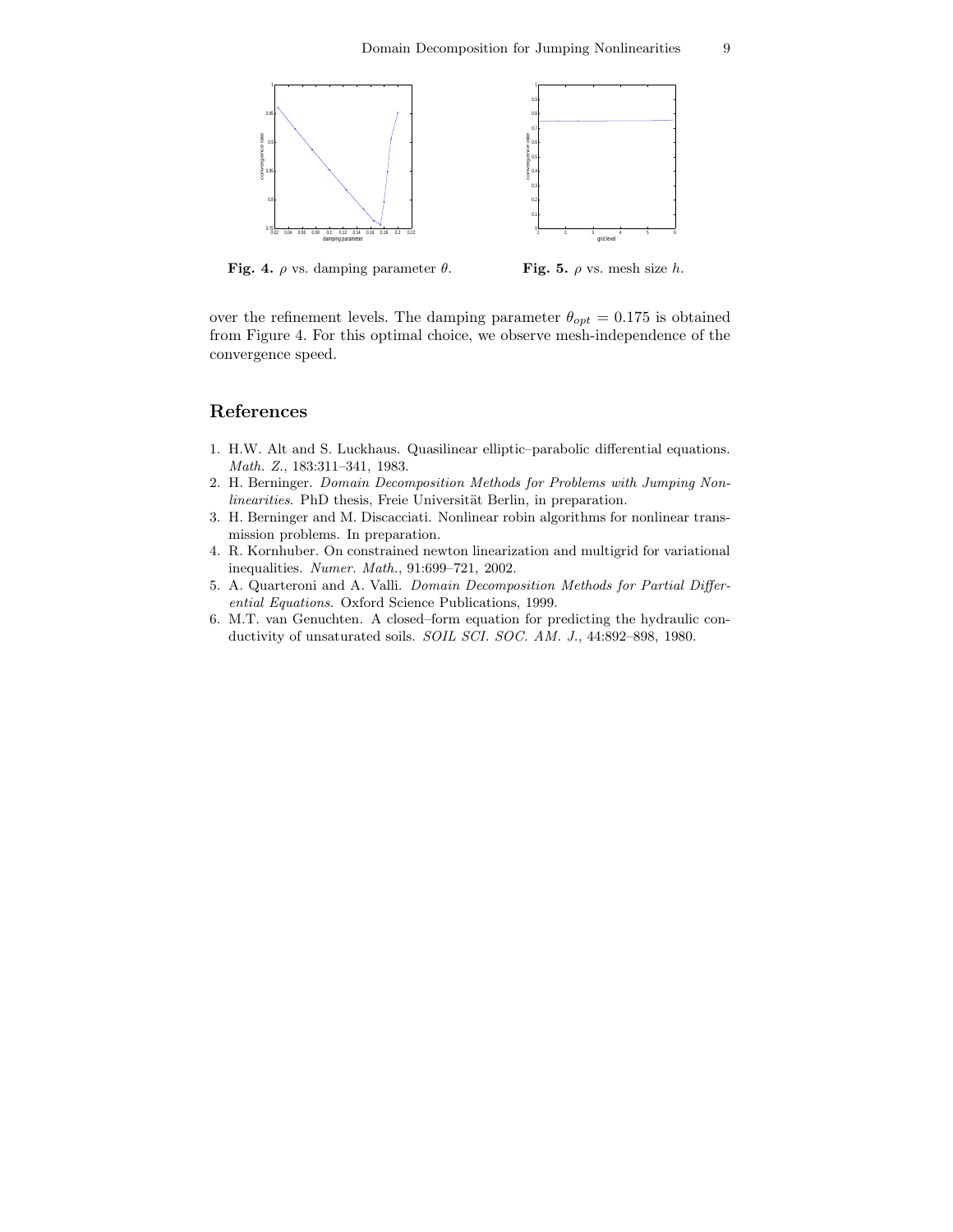convergence rate

0.75 0.8 0.85 0.9 0.95 1

0.02 0.04 0.06 0.08 0.1 0.12 0.14 0.16 0.18 0.2 0.22

damping parameter

convergence rate

0 0.1 0.2 0.3 0.4 0.5 0.6 0.7 0.8 0.9 1

1 2 3 4 5 6

grid level

**Fig. 4.** $\rho$ vs. damping parameter $\theta$.

**Fig. 5.** $\rho$ vs. mesh size $h$.

over the refinement levels. The damping parameter $\theta_{opt} = 0.175$ is obtained from Figure 4. For this optimal choice, we observe mesh-independence of the convergence speed.

## References

1. H.W. Alt and S. Luckhaus. Quasilinear elliptic–parabolic differential equations. *Math. Z.*, 183:311–341, 1983.
2. H. Berninger. *Domain Decomposition Methods for Problems with Jumping Nonlinearities*. PhD thesis, Freie Universität Berlin, in preparation.
3. H. Berninger and M. Discacciati. Nonlinear robin algorithms for nonlinear transmission problems. In preparation.
4. R. Kornhuber. On constrained newton linearization and multigrid for variational inequalities. *Numer. Math.*, 91:699–721, 2002.
5. A. Quarteroni and A. Valli. *Domain Decomposition Methods for Partial Differential Equations*. Oxford Science Publications, 1999.
6. M.T. van Genuchten. A closed–form equation for predicting the hydraulic conductivity of unsaturated soils. *SOIL SCI. SOC. AM. J.*, 44:892–898, 1980.